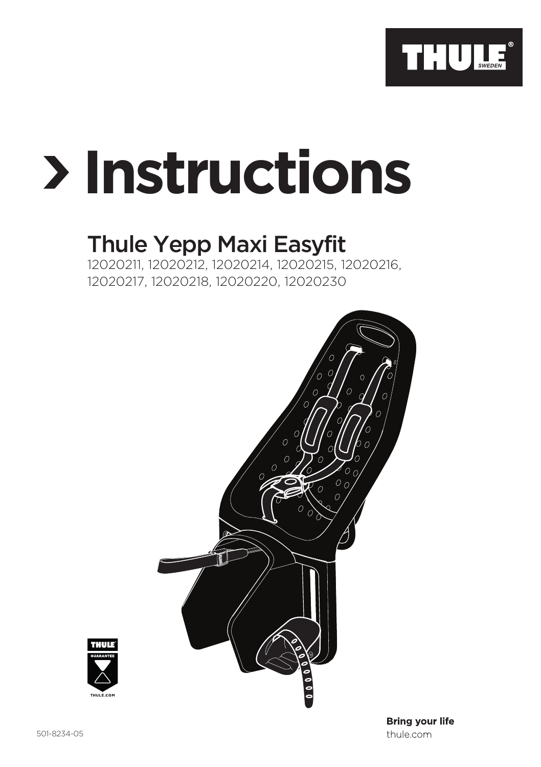# › Instructions

## Thule Yepp Maxi Easyfit

12020211, 12020212, 12020214, 12020215, 12020216, 12020217, 12020218, 12020220, 12020230

501-8234-05

**Bring your life**
thule.com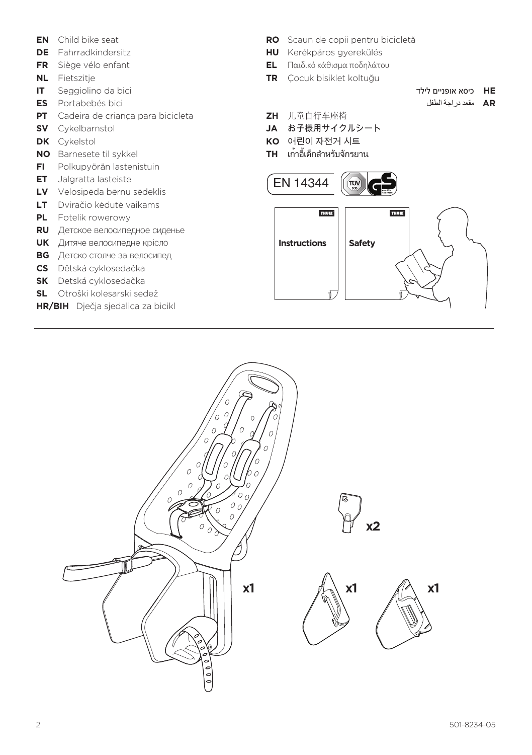**EN** Child bike seat
**DE** Fahrradkindersitz
**FR** Siège vélo enfant
**NL** Fietszitje
**IT** Seggiolino da bici
**ES** Portabebés bici
**PT** Cadeira de criança para bicicleta
**SV** Cykelbarnstol
**DK** Cykelstol
**NO** Barnesete til sykkel
**FI** Polkupyörän lastenistuin
**ET** Jalgratta lasteiste
**LV** Velosipēda bērnu sēdeklis
**LT** Dviračio kėdutė vaikams
**PL** Fotelik rowerowy
**RU** Детское велосипедное сиденье
**UK** Дитяче велосипедне крісло
**BG** Детско столче за велосипед
**CS** Dětská cyklosedačka
**SK** Detská cyklosedačka
**SL** Otroški kolesarski sedež
**HR/BIH** Dječja sjedalica za bicikl

**RO** Scaun de copii pentru bicicletă
**HU** Kerékpáros gyerekülés
**EL** Παιδικό κάθισμα ποδηλάτου
**TR** Çocuk bisiklet koltuğu
**HE** כיסא אופניים לילד
**AR** مقعد دراجة الطفل
**ZH** 儿童自行车座椅
**JA** お子様用サイクルシート
**KO** 어린이 자전거 시트
**TH** เก้าอี้เด็กสำหรับจักรยาน

EN 14344

Instructions

Safety

x1

x2

x1

x1

501-8234-05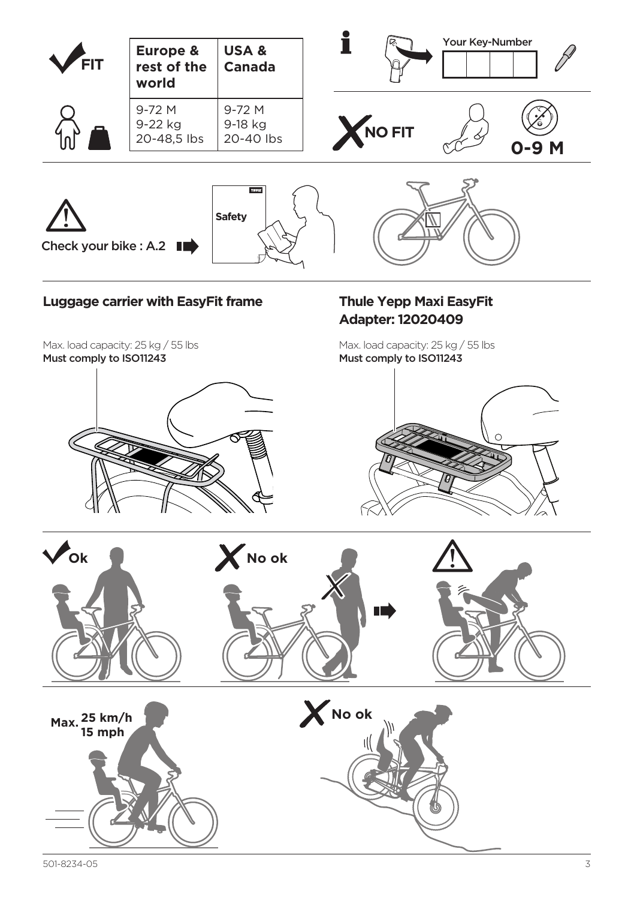FIT

| | Europe & rest of the world | USA & Canada |
|---|---|---|
| | 9-72 M<br>9-22 kg<br>20-48,5 lbs | 9-72 M<br>9-18 kg<br>20-40 lbs |

Your Key-Number

NO FIT

0-9 M

Check your bike : A.2

Safety

## Luggage carrier with EasyFit frame

Max. load capacity: 25 kg / 55 lbs

**Must comply to ISO11243**

## Thule Yepp Maxi EasyFit Adapter: 12020409

Max. load capacity: 25 kg / 55 lbs

**Must comply to ISO11243**

Ok

No ok

Max. 25 km/h 15 mph

No ok

501-8234-05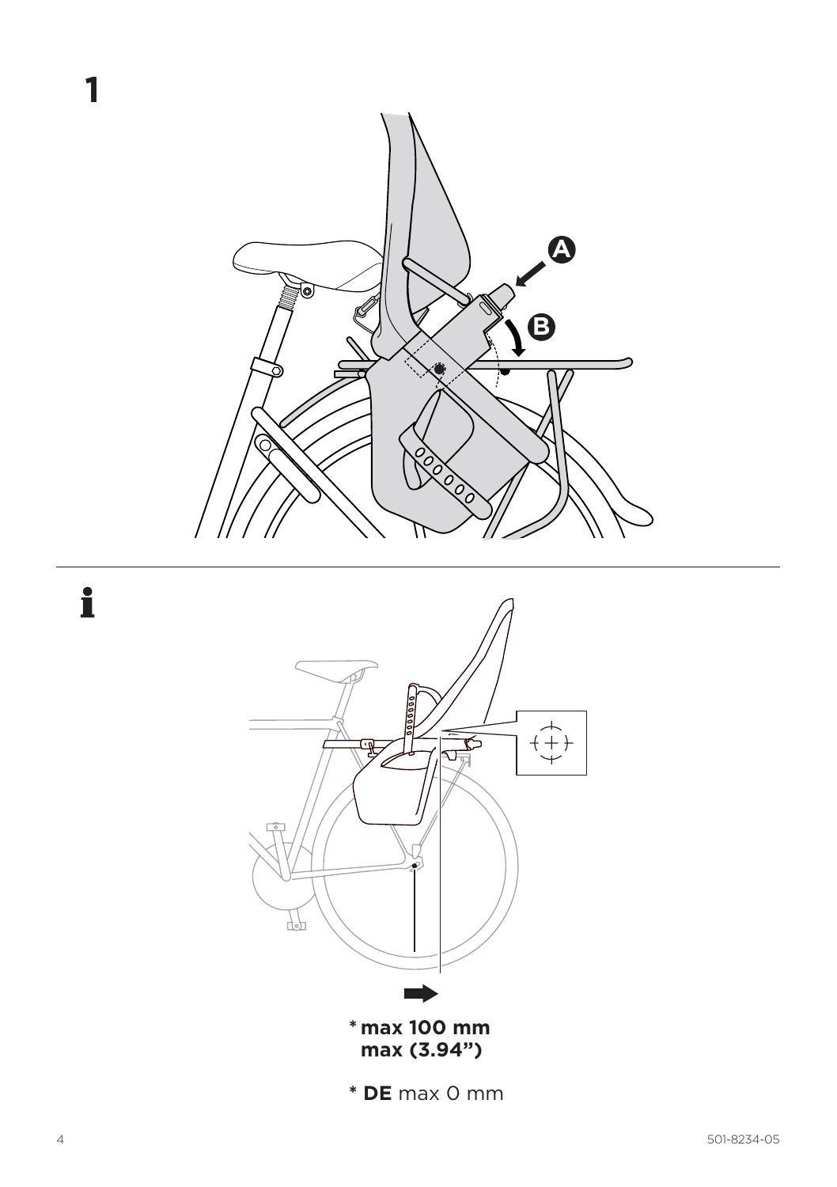1

A

B

i

* **max 100 mm**
**max (3.94")**

* **DE** max 0 mm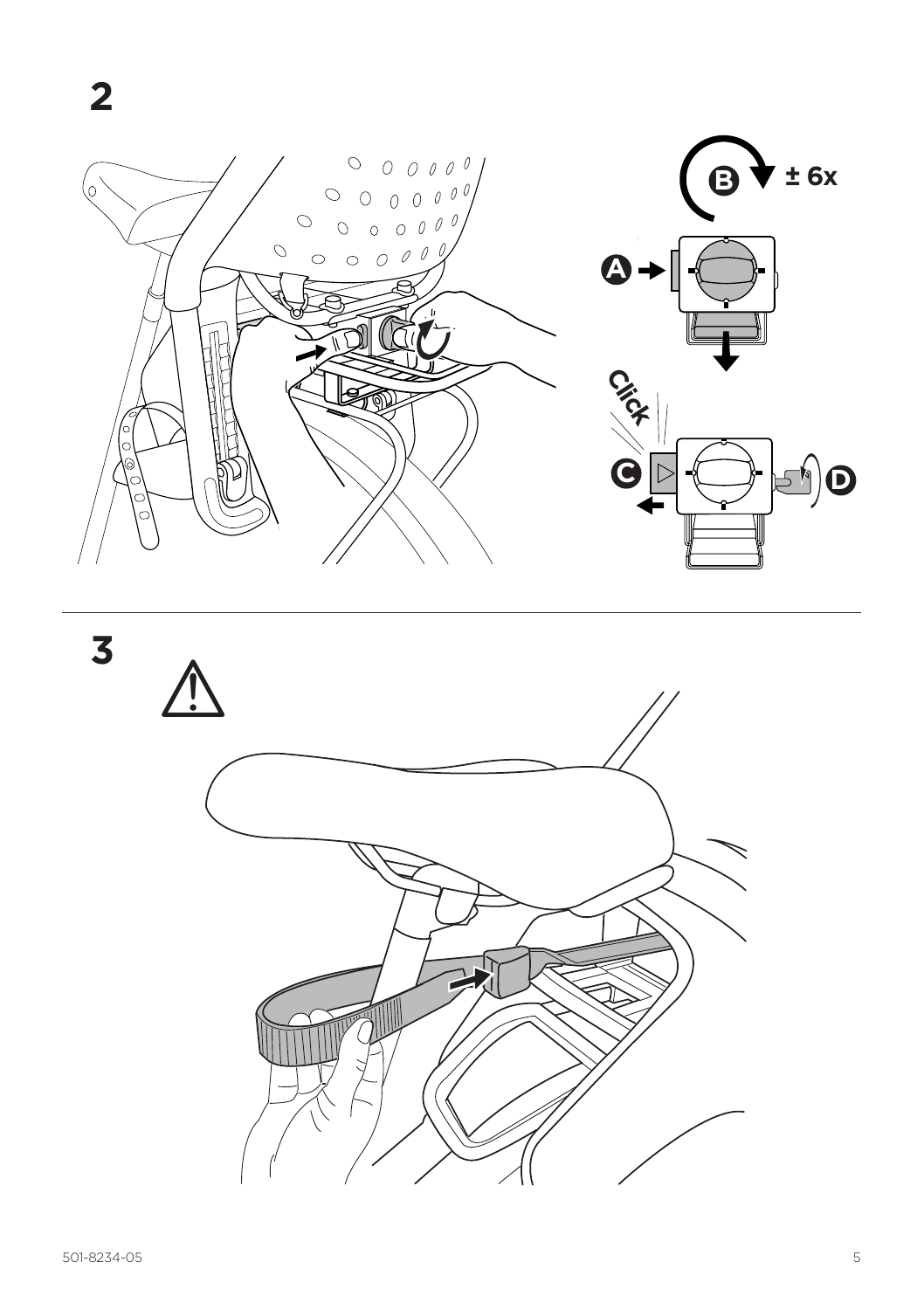2

B ± 6x

A

Click

C

D

3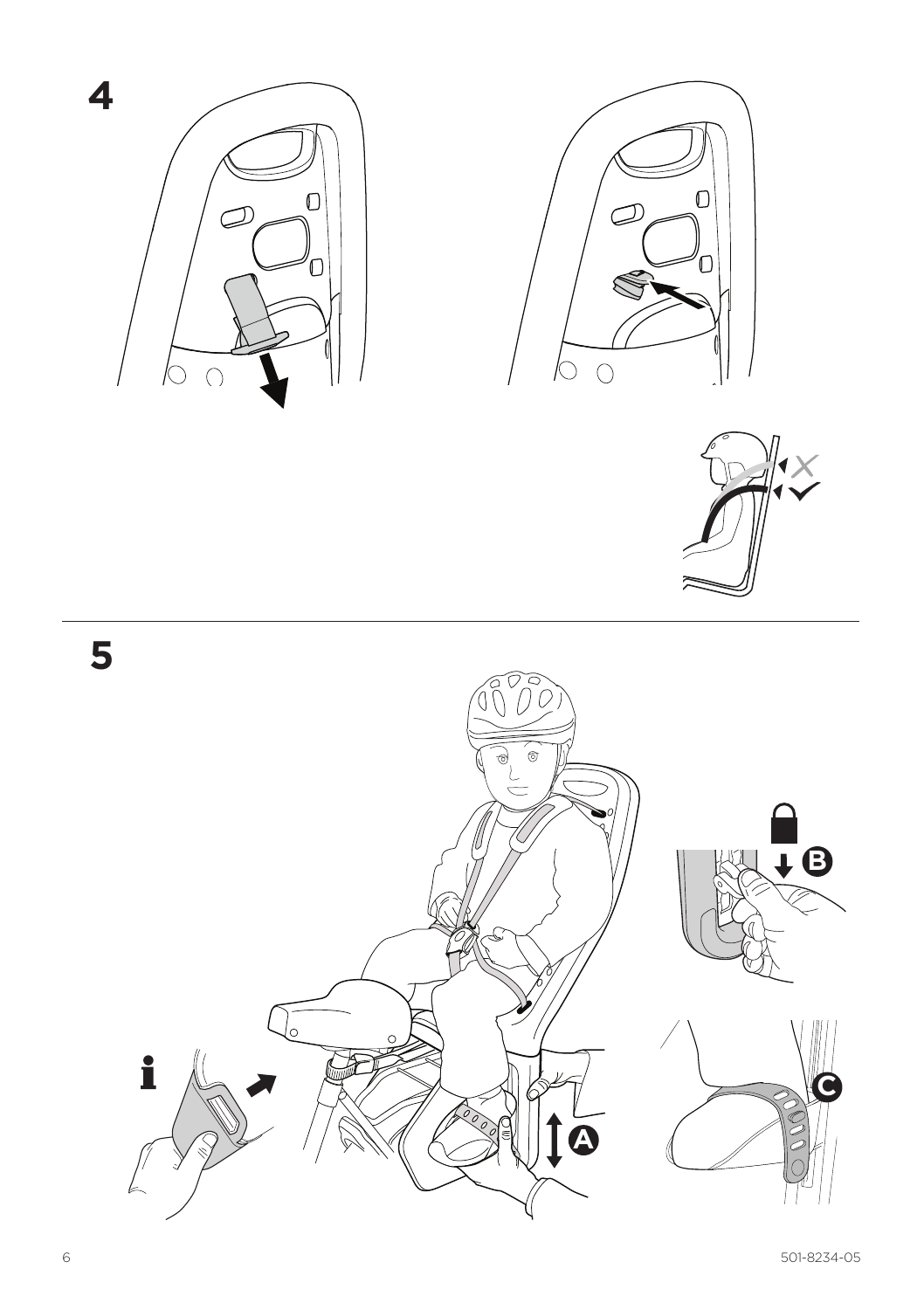4

5

i

A

B

C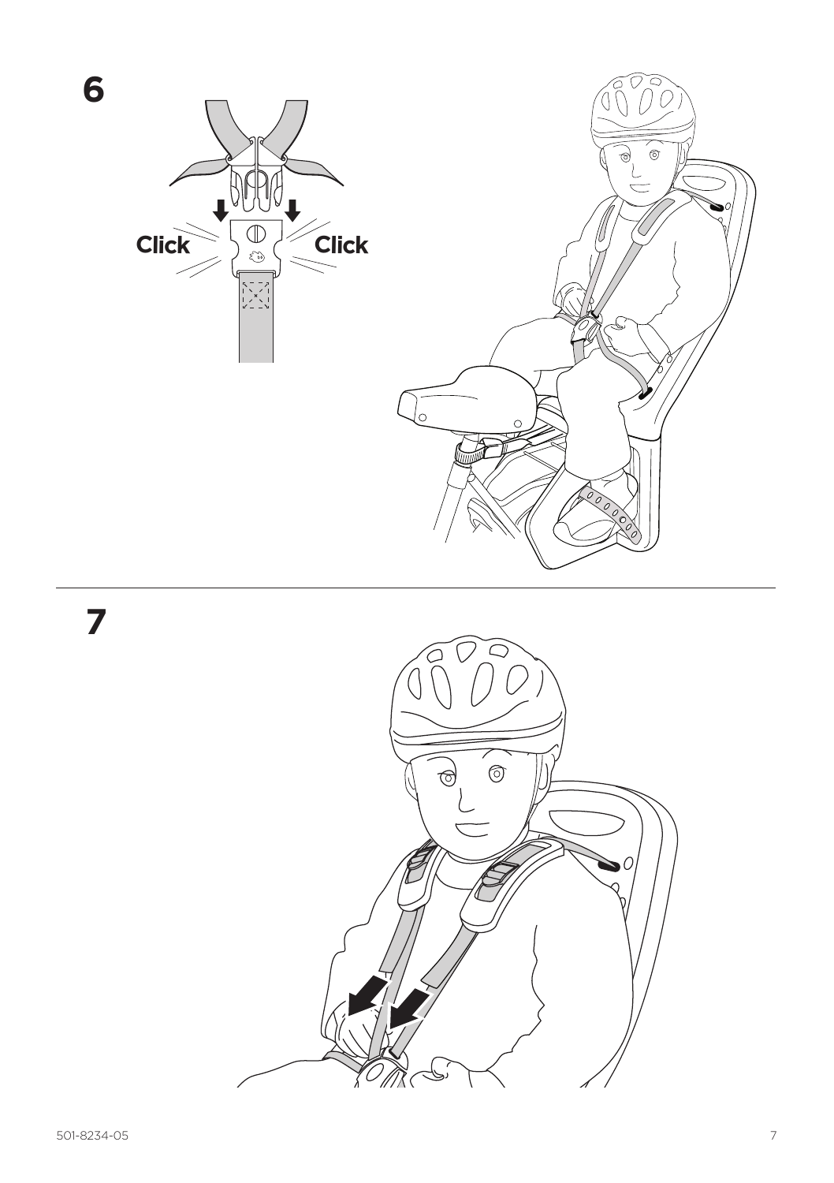**6**

Click Click

**7**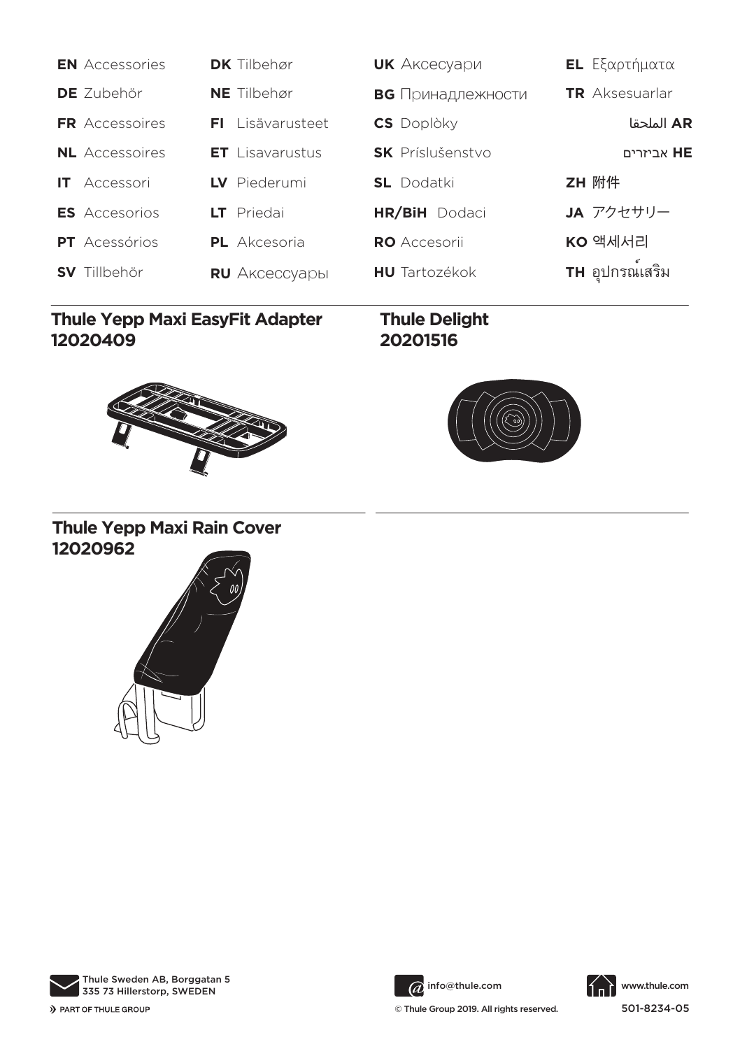**EN** Accessories
**DE** Zubehör
**FR** Accessoires
**NL** Accessoires
**IT** Accessori
**ES** Accesorios
**PT** Acessórios
**SV** Tillbehör
**DK** Tilbehør
**NE** Tilbehør
**FI** Lisävarusteet
**ET** Lisavarustus
**LV** Piederumi
**LT** Priedai
**PL** Akcesoria
**RU** Аксессуары
**UK** Аксесуари
**BG** Принадлежности
**CS** Doplòky
**SK** Príslušenstvo
**SL** Dodatki
**HR/BiH** Dodaci
**RO** Accesorii
**HU** Tartozékok
**EL** Εξαρτήματα
**TR** Aksesuarlar
**AR** الملحقا
**HE** אביזרים
**ZH** 附件
**JA** アクセサリー
**KO** 액세서리
**TH** อุปกรณ์เสริม

## Thule Yepp Maxi EasyFit Adapter 12020409

## Thule Delight 20201516

## Thule Yepp Maxi Rain Cover 12020962

Thule Sweden AB, Borggatan 5
335 73 Hillerstorp, SWEDEN

PART OF THULE GROUP

info@thule.com

© Thule Group 2019. All rights reserved.

www.thule.com

501-8234-05